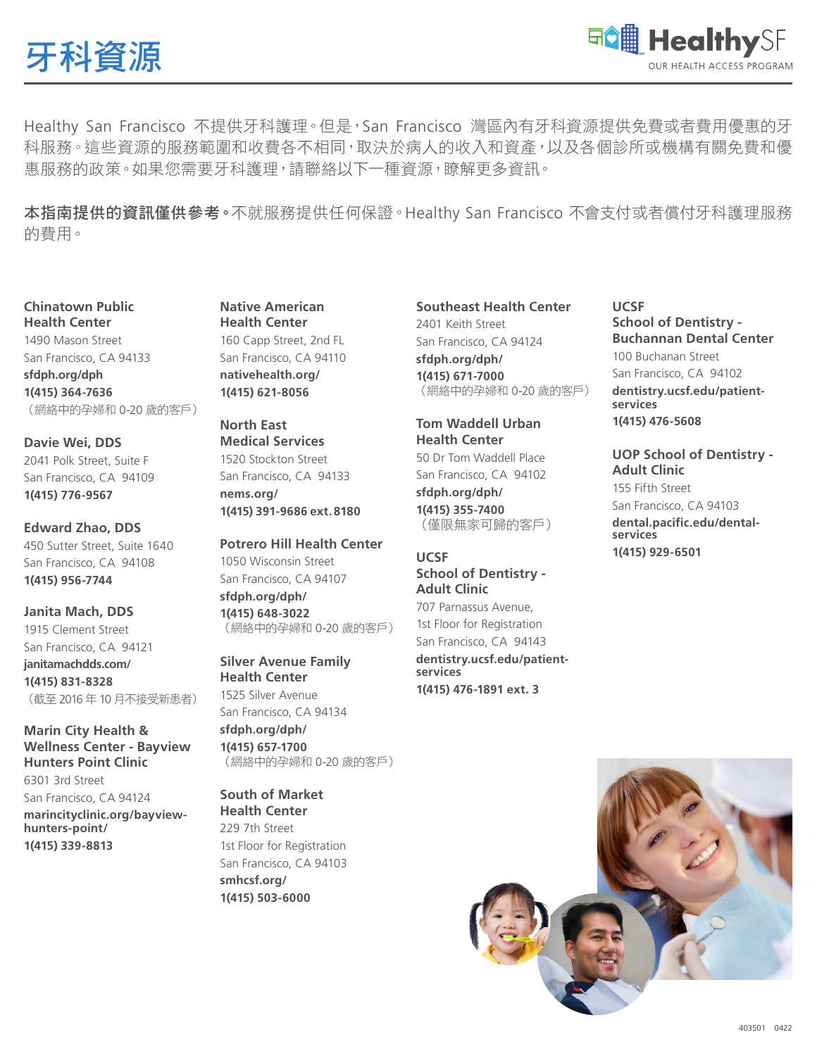# 牙科資源

HealthySF
OUR HEALTH ACCESS PROGRAM

Healthy San Francisco 不提供牙科護理。但是，San Francisco 灣區內有牙科資源提供免費或者費用優惠的牙科服務。這些資源的服務範圍和收費各不相同，取決於病人的收入和資產，以及各個診所或機構有關免費和優惠服務的政策。如果您需要牙科護理，請聯絡以下一種資源，瞭解更多資訊。

**本指南提供的資訊僅供參考。**不就服務提供任何保證。Healthy San Francisco 不會支付或者償付牙科護理服務的費用。

**Chinatown Public Health Center**
1490 Mason Street
San Francisco, CA 94133
**sfdph.org/dph**
**1(415) 364-7636**
（網絡中的孕婦和 0-20 歲的客戶）

**Davie Wei, DDS**
2041 Polk Street, Suite F
San Francisco, CA 94109
**1(415) 776-9567**

**Edward Zhao, DDS**
450 Sutter Street, Suite 1640
San Francisco, CA 94108
**1(415) 956-7744**

**Janita Mach, DDS**
1915 Clement Street
San Francisco, CA 94121
**janitamachdds.com/**
**1(415) 831-8328**
（截至 2016 年 10 月不接受新患者）

**Marin City Health & Wellness Center - Bayview Hunters Point Clinic**
6301 3rd Street
San Francisco, CA 94124
**marincityclinic.org/bayview-hunters-point/**
**1(415) 339-8813**

**Native American Health Center**
160 Capp Street, 2nd FL
San Francisco, CA 94110
**nativehealth.org/**
**1(415) 621-8056**

**North East Medical Services**
1520 Stockton Street
San Francisco, CA 94133
**nems.org/**
**1(415) 391-9686 ext. 8180**

**Potrero Hill Health Center**
1050 Wisconsin Street
San Francisco, CA 94107
**sfdph.org/dph/**
**1(415) 648-3022**
（網絡中的孕婦和 0-20 歲的客戶）

**Silver Avenue Family Health Center**
1525 Silver Avenue
San Francisco, CA 94134
**sfdph.org/dph/**
**1(415) 657-1700**
（網絡中的孕婦和 0-20 歲的客戶）

**South of Market Health Center**
229 7th Street
1st Floor for Registration
San Francisco, CA 94103
**smhcsf.org/**
**1(415) 503-6000**

**Southeast Health Center**
2401 Keith Street
San Francisco, CA 94124
**sfdph.org/dph/**
**1(415) 671-7000**
（網絡中的孕婦和 0-20 歲的客戶）

**Tom Waddell Urban Health Center**
50 Dr Tom Waddell Place
San Francisco, CA 94102
**sfdph.org/dph/**
**1(415) 355-7400**
（僅限無家可歸的客戶）

**UCSF School of Dentistry - Adult Clinic**
707 Parnassus Avenue,
1st Floor for Registration
San Francisco, CA 94143
**dentistry.ucsf.edu/patient-services**
**1(415) 476-1891 ext. 3**

**UCSF School of Dentistry - Buchannan Dental Center**
100 Buchanan Street
San Francisco, CA 94102
**dentistry.ucsf.edu/patient-services**
**1(415) 476-5608**

**UOP School of Dentistry - Adult Clinic**
155 Fifth Street
San Francisco, CA 94103
**dental.pacific.edu/dental-services**
**1(415) 929-6501**

403501 0422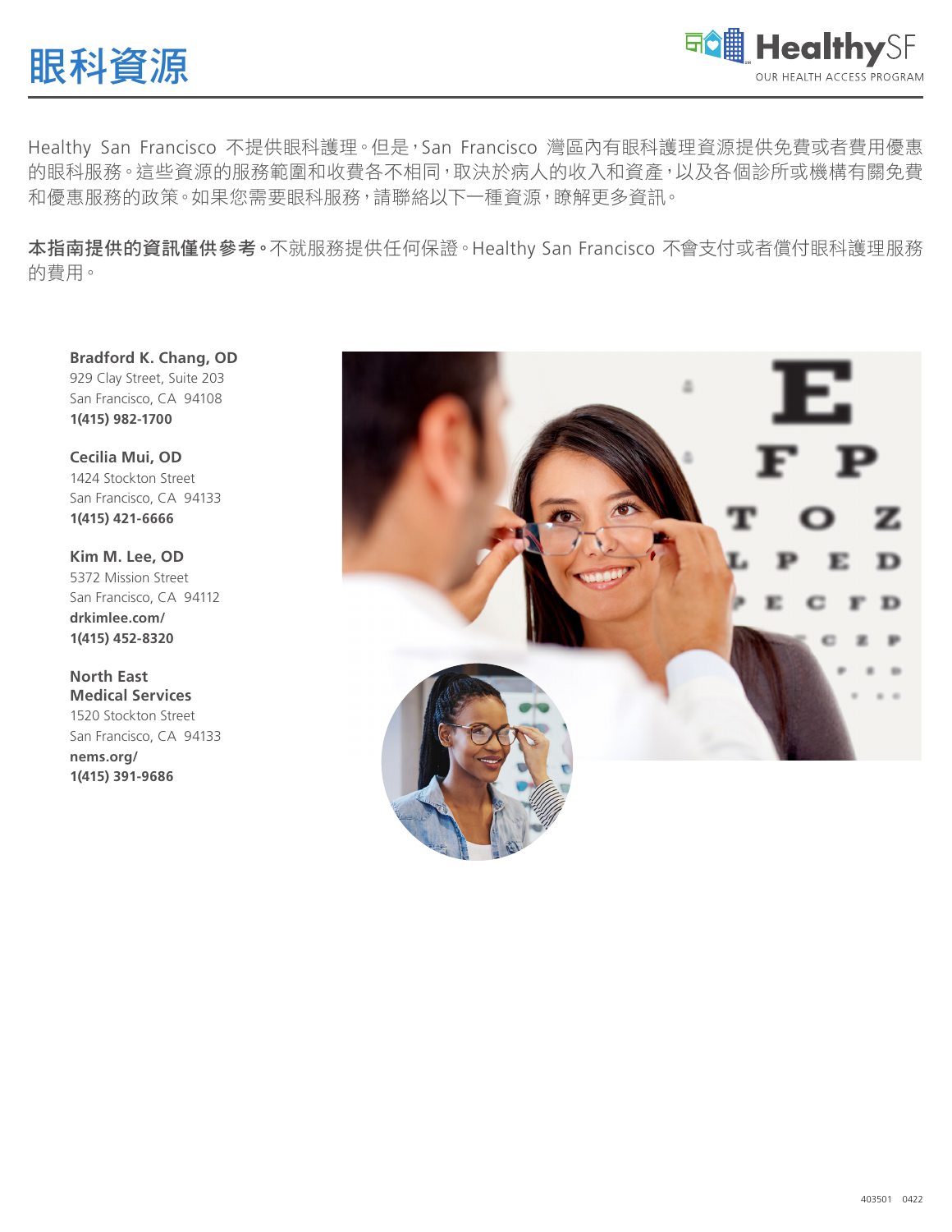# 眼科資源

Healthy San Francisco 不提供眼科護理。但是，San Francisco 灣區內有眼科護理資源提供免費或者費用優惠的眼科服務。這些資源的服務範圍和收費各不相同，取決於病人的收入和資產，以及各個診所或機構有關免費和優惠服務的政策。如果您需要眼科服務，請聯絡以下一種資源，瞭解更多資訊。

**本指南提供的資訊僅供參考。**不就服務提供任何保證。Healthy San Francisco 不會支付或者償付眼科護理服務的費用。

**Bradford K. Chang, OD**
929 Clay Street, Suite 203
San Francisco, CA 94108
**1(415) 982-1700**

**Cecilia Mui, OD**
1424 Stockton Street
San Francisco, CA 94133
**1(415) 421-6666**

**Kim M. Lee, OD**
5372 Mission Street
San Francisco, CA 94112
**drkimlee.com/**
**1(415) 452-8320**

**North East Medical Services**
1520 Stockton Street
San Francisco, CA 94133
**nems.org/**
**1(415) 391-9686**

403501 0422